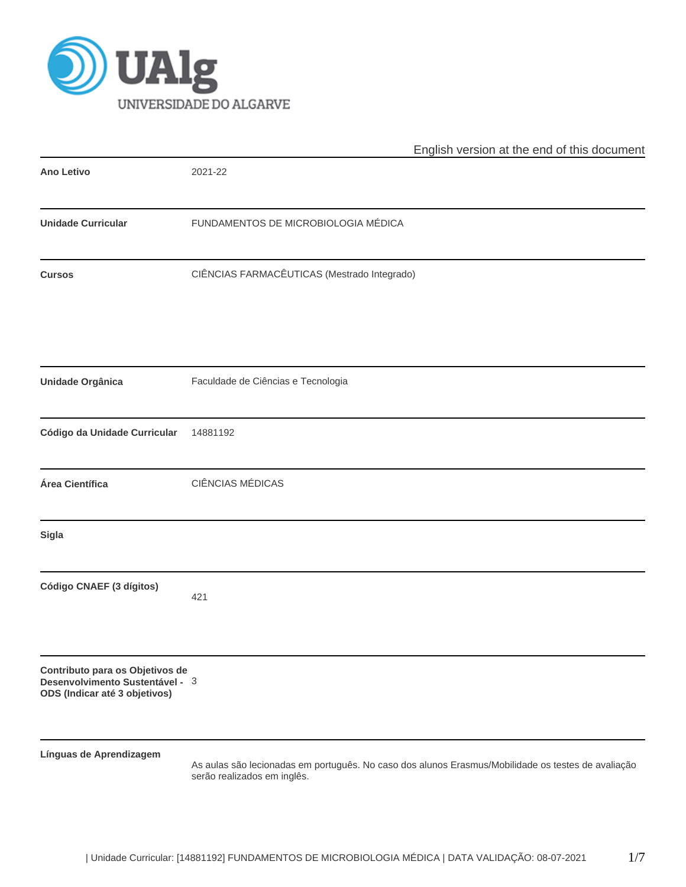English version at the end of this document

| | |
|---|---|
| **Ano Letivo** | 2021-22 |
| **Unidade Curricular** | FUNDAMENTOS DE MICROBIOLOGIA MÉDICA |
| **Cursos** | CIÊNCIAS FARMACÊUTICAS (Mestrado Integrado) |
| **Unidade Orgânica** | Faculdade de Ciências e Tecnologia |
| **Código da Unidade Curricular** | 14881192 |
| **Área Científica** | CIÊNCIAS MÉDICAS |
| **Sigla** | |
| **Código CNAEF (3 dígitos)** | 421 |
| **Contributo para os Objetivos de Desenvolvimento Sustentável - ODS (Indicar até 3 objetivos)** | 3 |
| **Línguas de Aprendizagem** | As aulas são lecionadas em português. No caso dos alunos Erasmus/Mobilidade os testes de avaliação serão realizados em inglês. |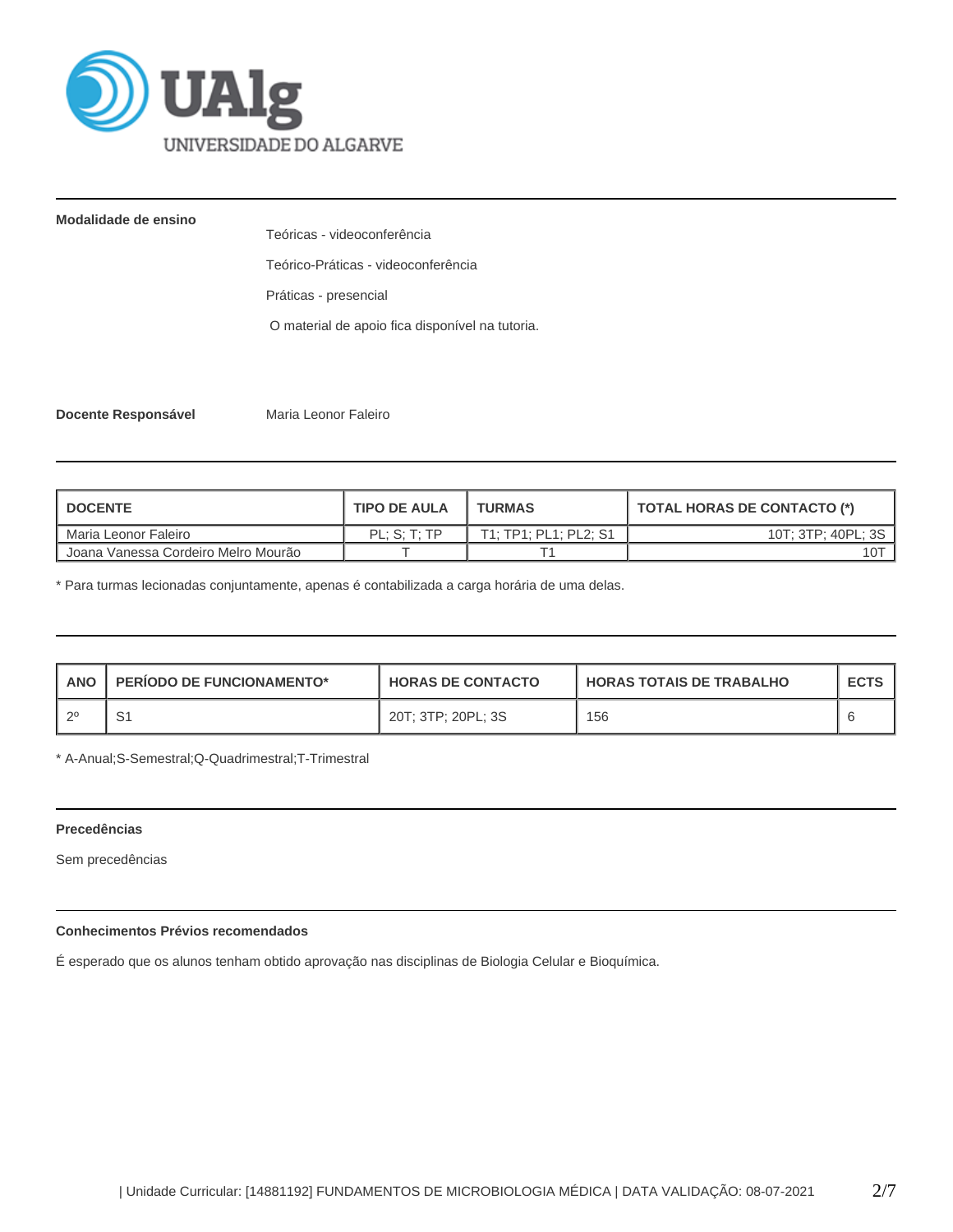**Modalidade de ensino**

Teóricas - videoconferência

Teórico-Práticas - videoconferência

Práticas - presencial

O material de apoio fica disponível na tutoria.

**Docente Responsável** Maria Leonor Faleiro

| DOCENTE | TIPO DE AULA | TURMAS | TOTAL HORAS DE CONTACTO (*) |
| --- | --- | --- | --- |
| Maria Leonor Faleiro | PL; S; T; TP | T1; TP1; PL1; PL2; S1 | 10T; 3TP; 40PL; 3S |
| Joana Vanessa Cordeiro Melro Mourão | T | T1 | 10T |

* Para turmas lecionadas conjuntamente, apenas é contabilizada a carga horária de uma delas.

| ANO | PERÍODO DE FUNCIONAMENTO* | HORAS DE CONTACTO | HORAS TOTAIS DE TRABALHO | ECTS |
| --- | --- | --- | --- | --- |
| 2º | S1 | 20T; 3TP; 20PL; 3S | 156 | 6 |

* A-Anual;S-Semestral;Q-Quadrimestral;T-Trimestral

**Precedências**

Sem precedências

**Conhecimentos Prévios recomendados**

É esperado que os alunos tenham obtido aprovação nas disciplinas de Biologia Celular e Bioquímica.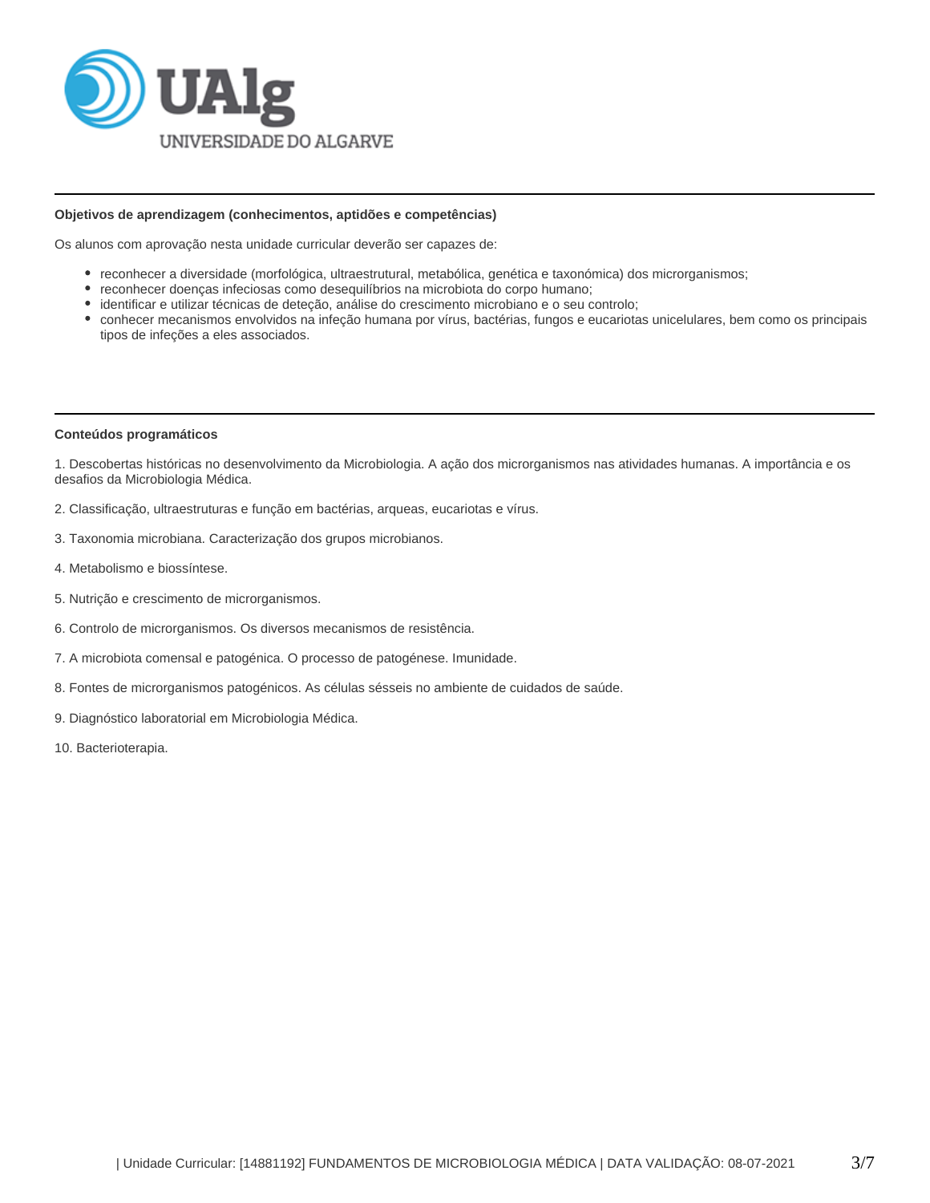**Objetivos de aprendizagem (conhecimentos, aptidões e competências)**

Os alunos com aprovação nesta unidade curricular deverão ser capazes de:

- reconhecer a diversidade (morfológica, ultraestrutural, metabólica, genética e taxonómica) dos microrganismos;
- reconhecer doenças infeciosas como desequilíbrios na microbiota do corpo humano;
- identificar e utilizar técnicas de deteção, análise do crescimento microbiano e o seu controlo;
- conhecer mecanismos envolvidos na infeção humana por vírus, bactérias, fungos e eucariotas unicelulares, bem como os principais tipos de infeções a eles associados.

**Conteúdos programáticos**

1. Descobertas históricas no desenvolvimento da Microbiologia. A ação dos microrganismos nas atividades humanas. A importância e os desafios da Microbiologia Médica.

2. Classificação, ultraestruturas e função em bactérias, arqueas, eucariotas e vírus.

3. Taxonomia microbiana. Caracterização dos grupos microbianos.

4. Metabolismo e biossíntese.

5. Nutrição e crescimento de microrganismos.

6. Controlo de microrganismos. Os diversos mecanismos de resistência.

7. A microbiota comensal e patogénica. O processo de patogénese. Imunidade.

8. Fontes de microrganismos patogénicos. As células sésseis no ambiente de cuidados de saúde.

9. Diagnóstico laboratorial em Microbiologia Médica.

10. Bacterioterapia.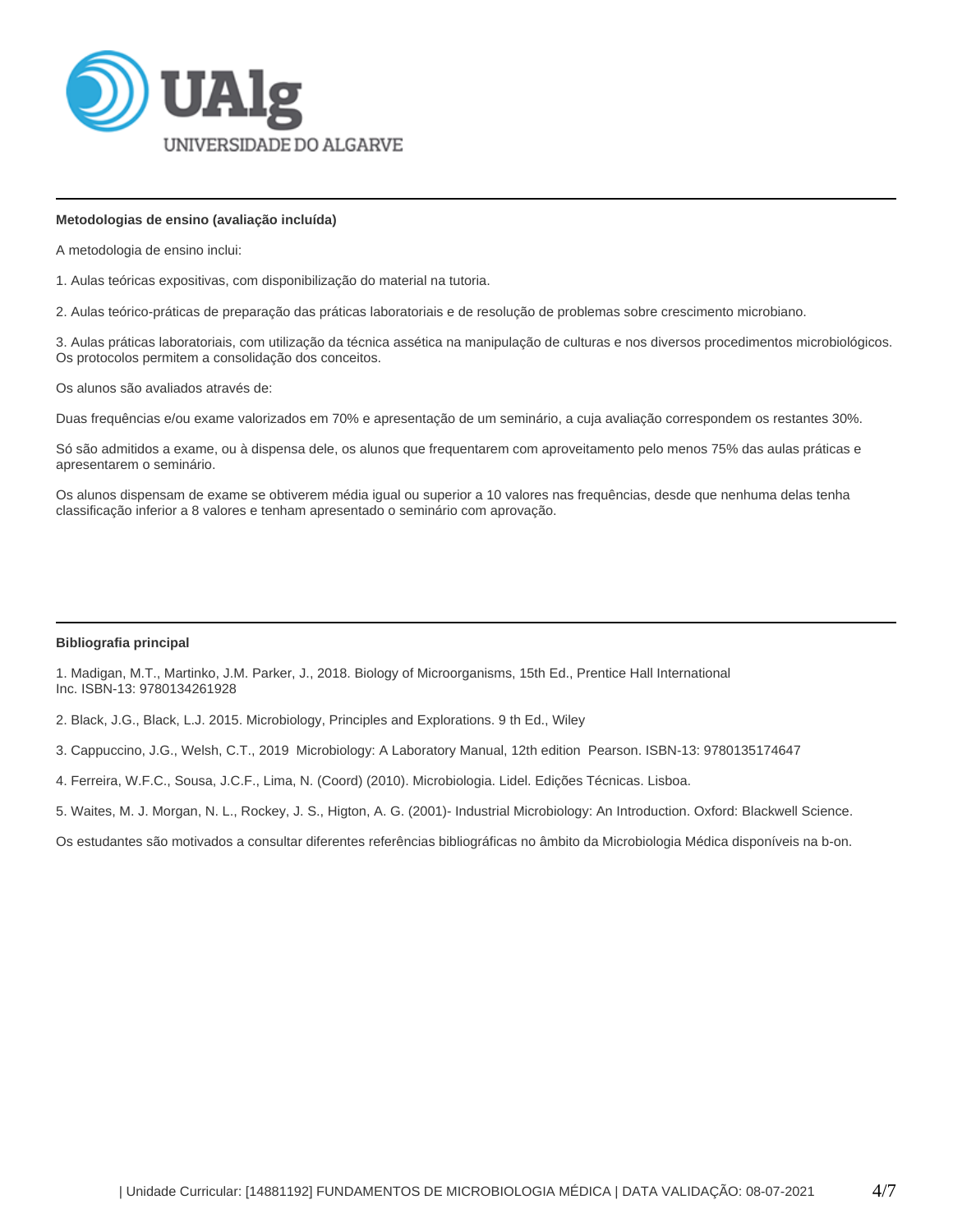**Metodologias de ensino (avaliação incluída)**

A metodologia de ensino inclui:

1. Aulas teóricas expositivas, com disponibilização do material na tutoria.

2. Aulas teórico-práticas de preparação das práticas laboratoriais e de resolução de problemas sobre crescimento microbiano.

3. Aulas práticas laboratoriais, com utilização da técnica assética na manipulação de culturas e nos diversos procedimentos microbiológicos. Os protocolos permitem a consolidação dos conceitos.

Os alunos são avaliados através de:

Duas frequências e/ou exame valorizados em 70% e apresentação de um seminário, a cuja avaliação correspondem os restantes 30%.

Só são admitidos a exame, ou à dispensa dele, os alunos que frequentarem com aproveitamento pelo menos 75% das aulas práticas e apresentarem o seminário.

Os alunos dispensam de exame se obtiverem média igual ou superior a 10 valores nas frequências, desde que nenhuma delas tenha classificação inferior a 8 valores e tenham apresentado o seminário com aprovação.

**Bibliografia principal**

1. Madigan, M.T., Martinko, J.M. Parker, J., 2018. Biology of Microorganisms, 15th Ed., Prentice Hall International Inc. ISBN-13: 9780134261928

2. Black, J.G., Black, L.J. 2015. Microbiology, Principles and Explorations. 9 th Ed., Wiley

3. Cappuccino, J.G., Welsh, C.T., 2019 Microbiology: A Laboratory Manual, 12th edition Pearson. ISBN-13: 9780135174647

4. Ferreira, W.F.C., Sousa, J.C.F., Lima, N. (Coord) (2010). Microbiologia. Lidel. Edições Técnicas. Lisboa.

5. Waites, M. J. Morgan, N. L., Rockey, J. S., Higton, A. G. (2001)- Industrial Microbiology: An Introduction. Oxford: Blackwell Science.

Os estudantes são motivados a consultar diferentes referências bibliográficas no âmbito da Microbiologia Médica disponíveis na b-on.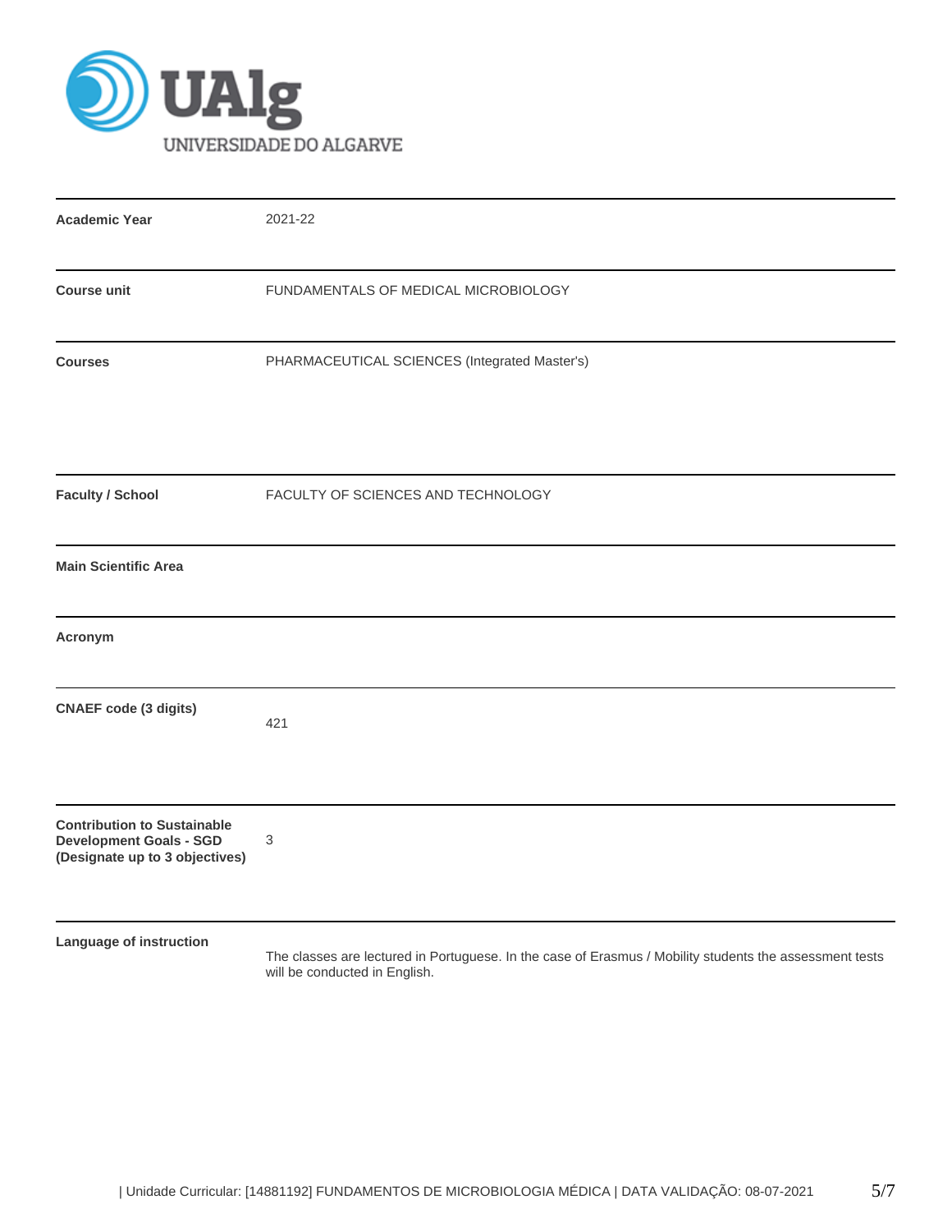UAlg UNIVERSIDADE DO ALGARVE

| | |
|---|---|
| **Academic Year** | 2021-22 |
| **Course unit** | FUNDAMENTALS OF MEDICAL MICROBIOLOGY |
| **Courses** | PHARMACEUTICAL SCIENCES (Integrated Master's) |
| **Faculty / School** | FACULTY OF SCIENCES AND TECHNOLOGY |
| **Main Scientific Area** | |
| **Acronym** | |
| **CNAEF code (3 digits)** | 421 |
| **Contribution to Sustainable Development Goals - SGD (Designate up to 3 objectives)** | 3 |
| **Language of instruction** | The classes are lectured in Portuguese. In the case of Erasmus / Mobility students the assessment tests will be conducted in English. |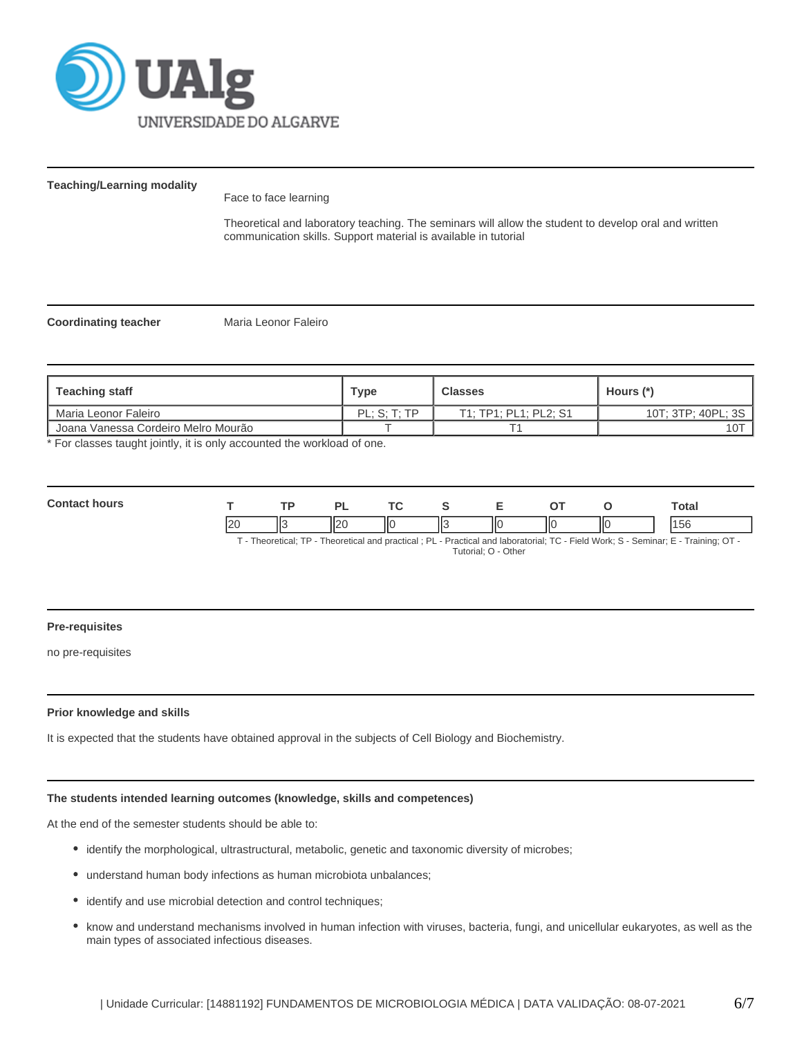**Teaching/Learning modality**

Face to face learning

Theoretical and laboratory teaching. The seminars will allow the student to develop oral and written communication skills. Support material is available in tutorial

**Coordinating teacher**

Maria Leonor Faleiro

| Teaching staff | Type | Classes | Hours (*) |
|---|---|---|---|
| Maria Leonor Faleiro | PL; S; T; TP | T1; TP1; PL1; PL2; S1 | 10T; 3TP; 40PL; 3S |
| Joana Vanessa Cordeiro Melro Mourão | T | T1 | 10T |

\* For classes taught jointly, it is only accounted the workload of one.

**Contact hours**

| T | TP | PL | TC | S | E | OT | O | Total |
|---|---|---|---|---|---|---|---|---|
| 20 | 3 | 20 | 0 | 3 | 0 | 0 | 0 | 156 |

T - Theoretical; TP - Theoretical and practical ; PL - Practical and laboratorial; TC - Field Work; S - Seminar; E - Training; OT - Tutorial; O - Other

**Pre-requisites**

no pre-requisites

**Prior knowledge and skills**

It is expected that the students have obtained approval in the subjects of Cell Biology and Biochemistry.

**The students intended learning outcomes (knowledge, skills and competences)**

At the end of the semester students should be able to:

- identify the morphological, ultrastructural, metabolic, genetic and taxonomic diversity of microbes;
- understand human body infections as human microbiota unbalances;
- identify and use microbial detection and control techniques;
- know and understand mechanisms involved in human infection with viruses, bacteria, fungi, and unicellular eukaryotes, as well as the main types of associated infectious diseases.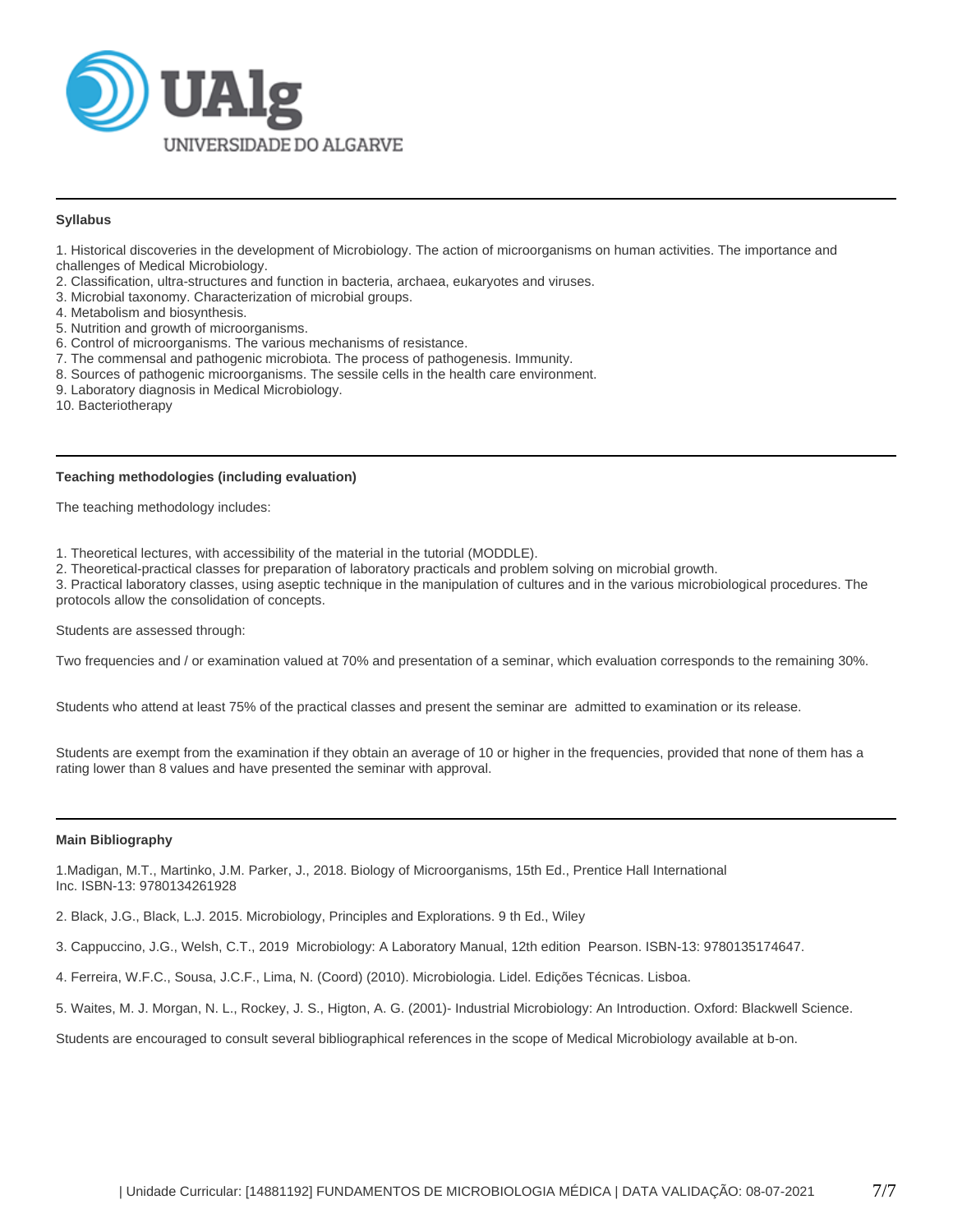## Syllabus

1. Historical discoveries in the development of Microbiology. The action of microorganisms on human activities. The importance and challenges of Medical Microbiology.
2. Classification, ultra-structures and function in bacteria, archaea, eukaryotes and viruses.
3. Microbial taxonomy. Characterization of microbial groups.
4. Metabolism and biosynthesis.
5. Nutrition and growth of microorganisms.
6. Control of microorganisms. The various mechanisms of resistance.
7. The commensal and pathogenic microbiota. The process of pathogenesis. Immunity.
8. Sources of pathogenic microorganisms. The sessile cells in the health care environment.
9. Laboratory diagnosis in Medical Microbiology.
10. Bacteriotherapy

## Teaching methodologies (including evaluation)

The teaching methodology includes:

1. Theoretical lectures, with accessibility of the material in the tutorial (MODDLE).
2. Theoretical-practical classes for preparation of laboratory practicals and problem solving on microbial growth.
3. Practical laboratory classes, using aseptic technique in the manipulation of cultures and in the various microbiological procedures. The protocols allow the consolidation of concepts.

Students are assessed through:

Two frequencies and / or examination valued at 70% and presentation of a seminar, which evaluation corresponds to the remaining 30%.

Students who attend at least 75% of the practical classes and present the seminar are admitted to examination or its release.

Students are exempt from the examination if they obtain an average of 10 or higher in the frequencies, provided that none of them has a rating lower than 8 values and have presented the seminar with approval.

## Main Bibliography

1.Madigan, M.T., Martinko, J.M. Parker, J., 2018. Biology of Microorganisms, 15th Ed., Prentice Hall International Inc. ISBN-13: 9780134261928

2. Black, J.G., Black, L.J. 2015. Microbiology, Principles and Explorations. 9 th Ed., Wiley

3. Cappuccino, J.G., Welsh, C.T., 2019 Microbiology: A Laboratory Manual, 12th edition Pearson. ISBN-13: 9780135174647.

4. Ferreira, W.F.C., Sousa, J.C.F., Lima, N. (Coord) (2010). Microbiologia. Lidel. Edições Técnicas. Lisboa.

5. Waites, M. J. Morgan, N. L., Rockey, J. S., Higton, A. G. (2001)- Industrial Microbiology: An Introduction. Oxford: Blackwell Science.

Students are encouraged to consult several bibliographical references in the scope of Medical Microbiology available at b-on.